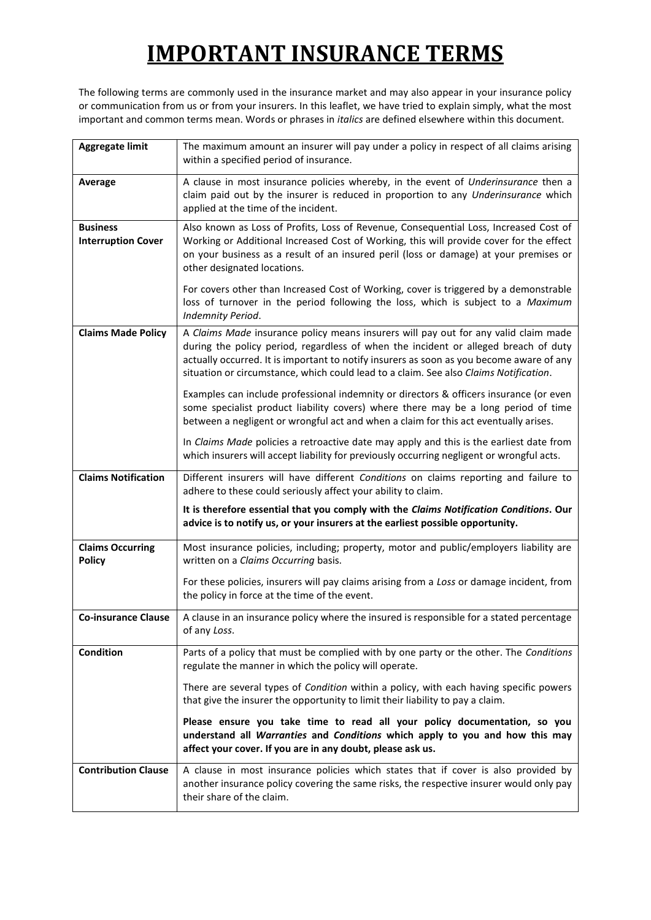# IMPORTANT INSURANCE TERMS

The following terms are commonly used in the insurance market and may also appear in your insurance policy or communication from us or from your insurers. In this leaflet, we have tried to explain simply, what the most important and common terms mean. Words or phrases in *italics* are defined elsewhere within this document.

| | |
|---|---|
| **Aggregate limit** | The maximum amount an insurer will pay under a policy in respect of all claims arising within a specified period of insurance. |
| **Average** | A clause in most insurance policies whereby, in the event of *Underinsurance* then a claim paid out by the insurer is reduced in proportion to any *Underinsurance* which applied at the time of the incident. |
| **Business Interruption Cover** | Also known as Loss of Profits, Loss of Revenue, Consequential Loss, Increased Cost of Working or Additional Increased Cost of Working, this will provide cover for the effect on your business as a result of an insured peril (loss or damage) at your premises or other designated locations.<br><br>For covers other than Increased Cost of Working, cover is triggered by a demonstrable loss of turnover in the period following the loss, which is subject to a *Maximum Indemnity Period*. |
| **Claims Made Policy** | A *Claims Made* insurance policy means insurers will pay out for any valid claim made during the policy period, regardless of when the incident or alleged breach of duty actually occurred. It is important to notify insurers as soon as you become aware of any situation or circumstance, which could lead to a claim. See also *Claims Notification*.<br><br>Examples can include professional indemnity or directors & officers insurance (or even some specialist product liability covers) where there may be a long period of time between a negligent or wrongful act and when a claim for this act eventually arises.<br><br>In *Claims Made* policies a retroactive date may apply and this is the earliest date from which insurers will accept liability for previously occurring negligent or wrongful acts. |
| **Claims Notification** | Different insurers will have different *Conditions* on claims reporting and failure to adhere to these could seriously affect your ability to claim.<br><br>**It is therefore essential that you comply with the *Claims Notification Conditions*. Our advice is to notify us, or your insurers at the earliest possible opportunity.** |
| **Claims Occurring Policy** | Most insurance policies, including; property, motor and public/employers liability are written on a *Claims Occurring* basis.<br><br>For these policies, insurers will pay claims arising from a *Loss* or damage incident, from the policy in force at the time of the event. |
| **Co-insurance Clause** | A clause in an insurance policy where the insured is responsible for a stated percentage of any *Loss*. |
| **Condition** | Parts of a policy that must be complied with by one party or the other. The *Conditions* regulate the manner in which the policy will operate.<br><br>There are several types of *Condition* within a policy, with each having specific powers that give the insurer the opportunity to limit their liability to pay a claim.<br><br>**Please ensure you take time to read all your policy documentation, so you understand all *Warranties* and *Conditions* which apply to you and how this may affect your cover. If you are in any doubt, please ask us.** |
| **Contribution Clause** | A clause in most insurance policies which states that if cover is also provided by another insurance policy covering the same risks, the respective insurer would only pay their share of the claim. |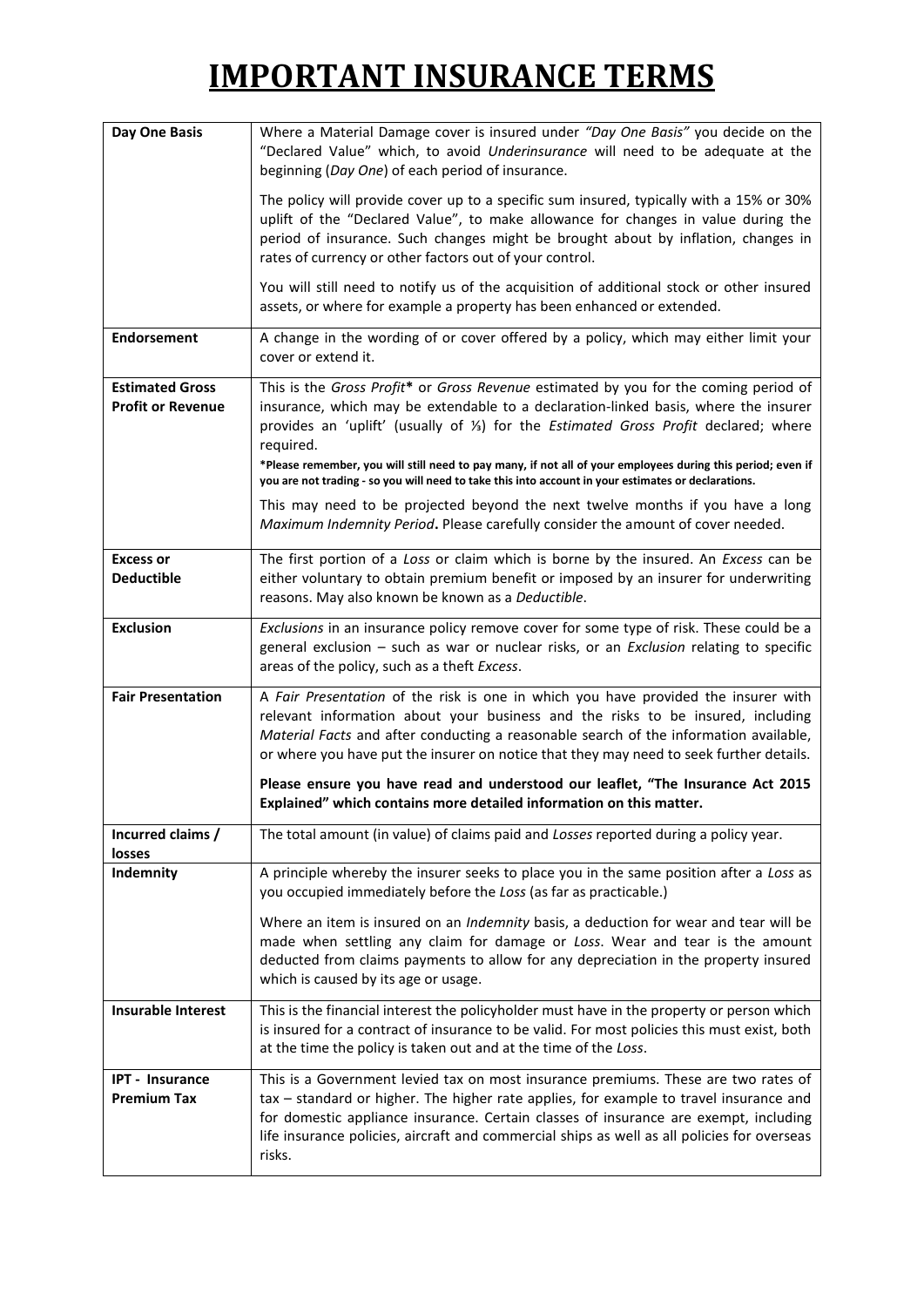# IMPORTANT INSURANCE TERMS

| Term | Definition |
|---|---|
| **Day One Basis** | Where a Material Damage cover is insured under *"Day One Basis"* you decide on the "Declared Value" which, to avoid *Underinsurance* will need to be adequate at the beginning (*Day One*) of each period of insurance.<br><br>The policy will provide cover up to a specific sum insured, typically with a 15% or 30% uplift of the "Declared Value", to make allowance for changes in value during the period of insurance. Such changes might be brought about by inflation, changes in rates of currency or other factors out of your control.<br><br>You will still need to notify us of the acquisition of additional stock or other insured assets, or where for example a property has been enhanced or extended. |
| **Endorsement** | A change in the wording of or cover offered by a policy, which may either limit your cover or extend it. |
| **Estimated Gross Profit or Revenue** | This is the *Gross Profit*\* or *Gross Revenue* estimated by you for the coming period of insurance, which may be extendable to a declaration-linked basis, where the insurer provides an 'uplift' (usually of ⅓) for the *Estimated Gross Profit* declared; where required.<br>**\*Please remember, you will still need to pay many, if not all of your employees during this period; even if you are not trading - so you will need to take this into account in your estimates or declarations.**<br><br>This may need to be projected beyond the next twelve months if you have a long *Maximum Indemnity Period***.** Please carefully consider the amount of cover needed. |
| **Excess or Deductible** | The first portion of a *Loss* or claim which is borne by the insured. An *Excess* can be either voluntary to obtain premium benefit or imposed by an insurer for underwriting reasons. May also known be known as a *Deductible*. |
| **Exclusion** | *Exclusions* in an insurance policy remove cover for some type of risk. These could be a general exclusion – such as war or nuclear risks, or an *Exclusion* relating to specific areas of the policy, such as a theft *Excess*. |
| **Fair Presentation** | A *Fair Presentation* of the risk is one in which you have provided the insurer with relevant information about your business and the risks to be insured, including *Material Facts* and after conducting a reasonable search of the information available, or where you have put the insurer on notice that they may need to seek further details.<br><br>**Please ensure you have read and understood our leaflet, "The Insurance Act 2015 Explained" which contains more detailed information on this matter.** |
| **Incurred claims / losses** | The total amount (in value) of claims paid and *Losses* reported during a policy year. |
| **Indemnity** | A principle whereby the insurer seeks to place you in the same position after a *Loss* as you occupied immediately before the *Loss* (as far as practicable.)<br><br>Where an item is insured on an *Indemnity* basis, a deduction for wear and tear will be made when settling any claim for damage or *Loss*. Wear and tear is the amount deducted from claims payments to allow for any depreciation in the property insured which is caused by its age or usage. |
| **Insurable Interest** | This is the financial interest the policyholder must have in the property or person which is insured for a contract of insurance to be valid. For most policies this must exist, both at the time the policy is taken out and at the time of the *Loss*. |
| **IPT - Insurance Premium Tax** | This is a Government levied tax on most insurance premiums. These are two rates of tax – standard or higher. The higher rate applies, for example to travel insurance and for domestic appliance insurance. Certain classes of insurance are exempt, including life insurance policies, aircraft and commercial ships as well as all policies for overseas risks. |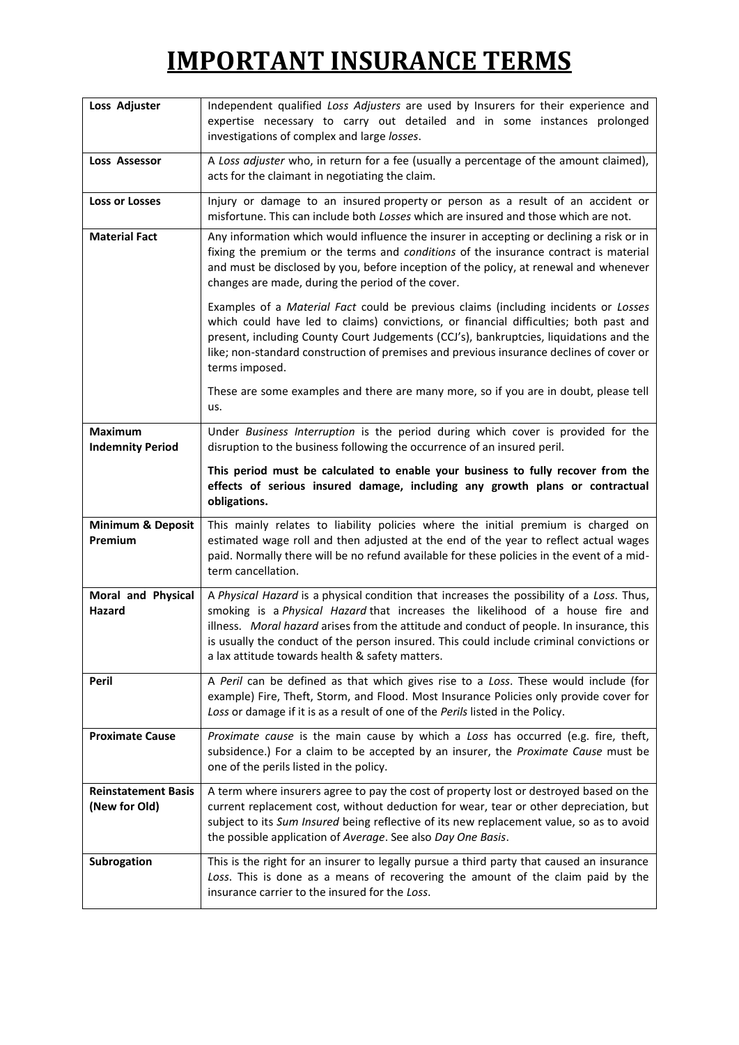# IMPORTANT INSURANCE TERMS

| | |
|---|---|
| **Loss Adjuster** | Independent qualified *Loss Adjusters* are used by Insurers for their experience and expertise necessary to carry out detailed and in some instances prolonged investigations of complex and large *losses*. |
| **Loss Assessor** | A *Loss adjuster* who, in return for a fee (usually a percentage of the amount claimed), acts for the claimant in negotiating the claim. |
| **Loss or Losses** | Injury or damage to an insured property or person as a result of an accident or misfortune. This can include both *Losses* which are insured and those which are not. |
| **Material Fact** | Any information which would influence the insurer in accepting or declining a risk or in fixing the premium or the terms and *conditions* of the insurance contract is material and must be disclosed by you, before inception of the policy, at renewal and whenever changes are made, during the period of the cover.<br><br>Examples of a *Material Fact* could be previous claims (including incidents or *Losses* which could have led to claims) convictions, or financial difficulties; both past and present, including County Court Judgements (CCJ's), bankruptcies, liquidations and the like; non-standard construction of premises and previous insurance declines of cover or terms imposed.<br><br>These are some examples and there are many more, so if you are in doubt, please tell us. |
| **Maximum Indemnity Period** | Under *Business Interruption* is the period during which cover is provided for the disruption to the business following the occurrence of an insured peril.<br><br>**This period must be calculated to enable your business to fully recover from the effects of serious insured damage, including any growth plans or contractual obligations.** |
| **Minimum & Deposit Premium** | This mainly relates to liability policies where the initial premium is charged on estimated wage roll and then adjusted at the end of the year to reflect actual wages paid. Normally there will be no refund available for these policies in the event of a mid-term cancellation. |
| **Moral and Physical Hazard** | A *Physical Hazard* is a physical condition that increases the possibility of a *Loss*. Thus, smoking is a *Physical Hazard* that increases the likelihood of a house fire and illness. *Moral hazard* arises from the attitude and conduct of people. In insurance, this is usually the conduct of the person insured. This could include criminal convictions or a lax attitude towards health & safety matters. |
| **Peril** | A *Peril* can be defined as that which gives rise to a *Loss*. These would include (for example) Fire, Theft, Storm, and Flood. Most Insurance Policies only provide cover for *Loss* or damage if it is as a result of one of the *Perils* listed in the Policy. |
| **Proximate Cause** | *Proximate cause* is the main cause by which a *Loss* has occurred (e.g. fire, theft, subsidence.) For a claim to be accepted by an insurer, the *Proximate Cause* must be one of the perils listed in the policy. |
| **Reinstatement Basis (New for Old)** | A term where insurers agree to pay the cost of property lost or destroyed based on the current replacement cost, without deduction for wear, tear or other depreciation, but subject to its *Sum Insured* being reflective of its new replacement value, so as to avoid the possible application of *Average*. See also *Day One Basis*. |
| **Subrogation** | This is the right for an insurer to legally pursue a third party that caused an insurance *Loss*. This is done as a means of recovering the amount of the claim paid by the insurance carrier to the insured for the *Loss*. |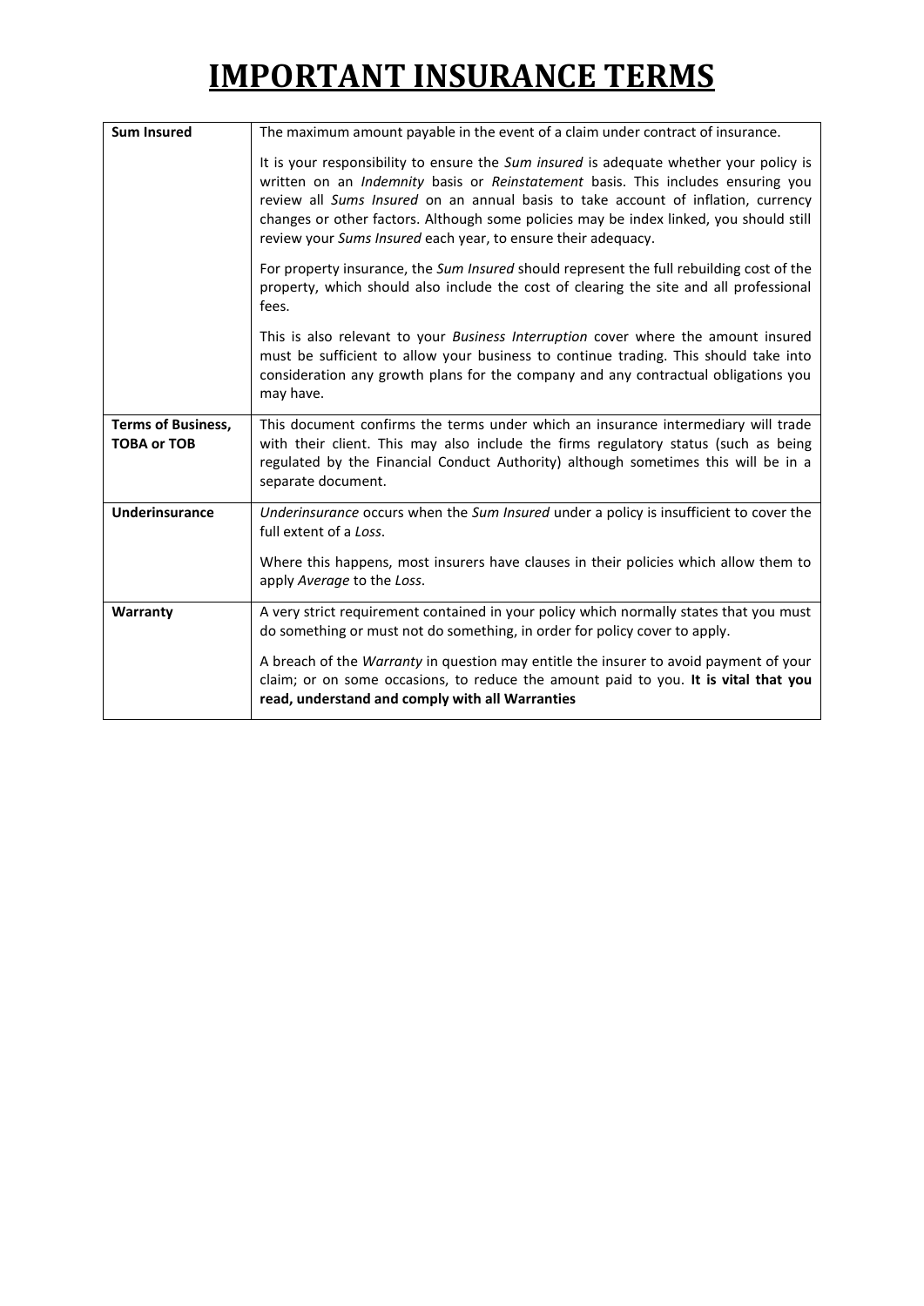# IMPORTANT INSURANCE TERMS

| | |
|---|---|
| **Sum Insured** | The maximum amount payable in the event of a claim under contract of insurance.<br><br>It is your responsibility to ensure the *Sum insured* is adequate whether your policy is written on an *Indemnity* basis or *Reinstatement* basis. This includes ensuring you review all *Sums Insured* on an annual basis to take account of inflation, currency changes or other factors. Although some policies may be index linked, you should still review your *Sums Insured* each year, to ensure their adequacy.<br><br>For property insurance, the *Sum Insured* should represent the full rebuilding cost of the property, which should also include the cost of clearing the site and all professional fees.<br><br>This is also relevant to your *Business Interruption* cover where the amount insured must be sufficient to allow your business to continue trading. This should take into consideration any growth plans for the company and any contractual obligations you may have. |
| **Terms of Business, TOBA or TOB** | This document confirms the terms under which an insurance intermediary will trade with their client. This may also include the firms regulatory status (such as being regulated by the Financial Conduct Authority) although sometimes this will be in a separate document. |
| **Underinsurance** | *Underinsurance* occurs when the *Sum Insured* under a policy is insufficient to cover the full extent of a *Loss*.<br><br>Where this happens, most insurers have clauses in their policies which allow them to apply *Average* to the *Loss*. |
| **Warranty** | A very strict requirement contained in your policy which normally states that you must do something or must not do something, in order for policy cover to apply.<br><br>A breach of the *Warranty* in question may entitle the insurer to avoid payment of your claim; or on some occasions, to reduce the amount paid to you. **It is vital that you read, understand and comply with all Warranties** |